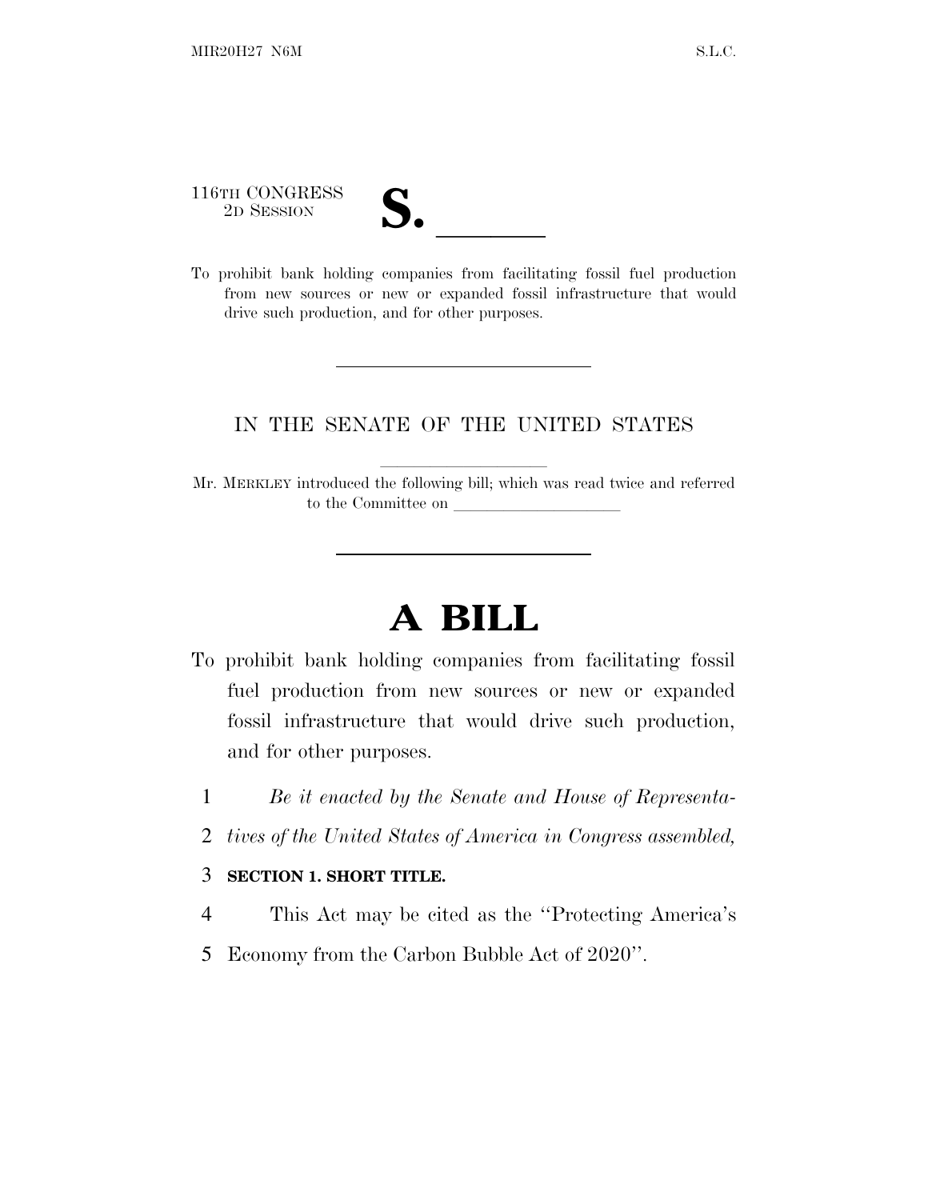116TH CONGRESS
2D SESSION

# S. ______

To prohibit bank holding companies from facilitating fossil fuel production from new sources or new or expanded fossil infrastructure that would drive such production, and for other purposes.

IN THE SENATE OF THE UNITED STATES

Mr. MERKLEY introduced the following bill; which was read twice and referred to the Committee on ____________________

# A BILL

To prohibit bank holding companies from facilitating fossil fuel production from new sources or new or expanded fossil infrastructure that would drive such production, and for other purposes.

1 *Be it enacted by the Senate and House of Representa-*
2 *tives of the United States of America in Congress assembled,*

3 **SECTION 1. SHORT TITLE.**

4 This Act may be cited as the ''Protecting America's
5 Economy from the Carbon Bubble Act of 2020''.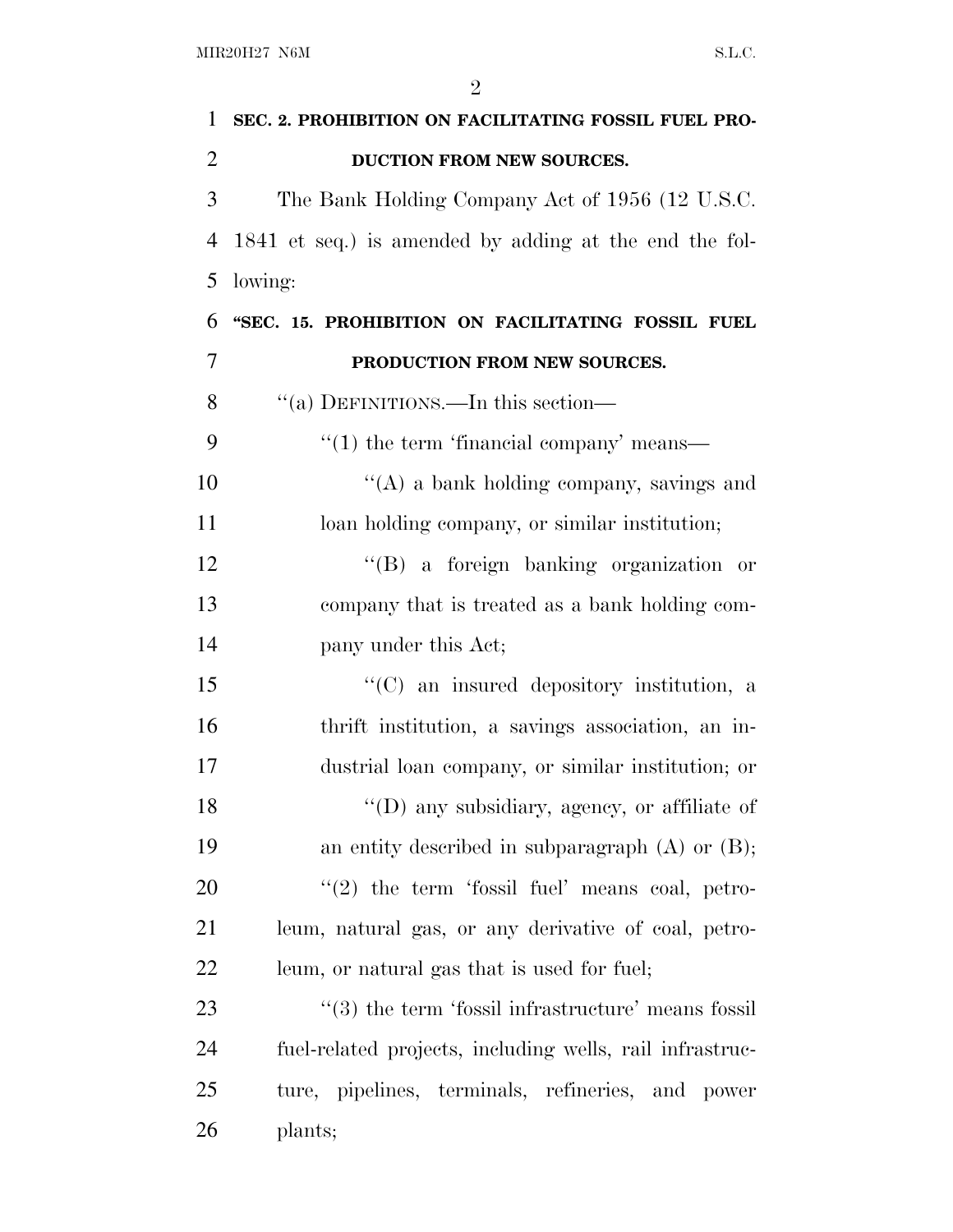**SEC. 2. PROHIBITION ON FACILITATING FOSSIL FUEL PRODUCTION FROM NEW SOURCES.**

The Bank Holding Company Act of 1956 (12 U.S.C. 1841 et seq.) is amended by adding at the end the following:

**"SEC. 15. PROHIBITION ON FACILITATING FOSSIL FUEL PRODUCTION FROM NEW SOURCES.**

"(a) DEFINITIONS.—In this section—

"(1) the term 'financial company' means—

"(A) a bank holding company, savings and loan holding company, or similar institution;

"(B) a foreign banking organization or company that is treated as a bank holding company under this Act;

"(C) an insured depository institution, a thrift institution, a savings association, an industrial loan company, or similar institution; or

"(D) any subsidiary, agency, or affiliate of an entity described in subparagraph (A) or (B);

"(2) the term 'fossil fuel' means coal, petroleum, natural gas, or any derivative of coal, petroleum, or natural gas that is used for fuel;

"(3) the term 'fossil infrastructure' means fossil fuel-related projects, including wells, rail infrastructure, pipelines, terminals, refineries, and power plants;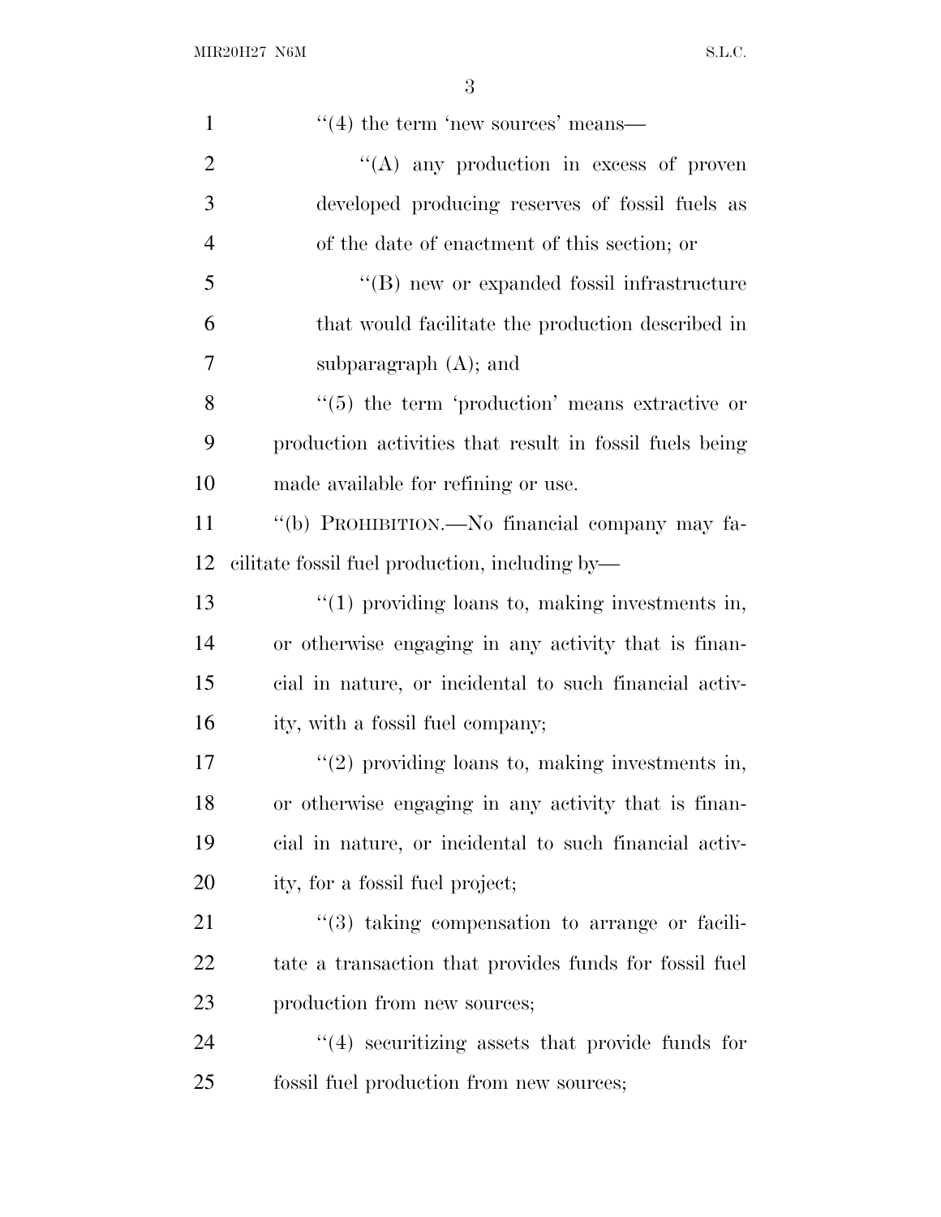''(4) the term 'new sources' means—

''(A) any production in excess of proven developed producing reserves of fossil fuels as of the date of enactment of this section; or

''(B) new or expanded fossil infrastructure that would facilitate the production described in subparagraph (A); and

''(5) the term 'production' means extractive or production activities that result in fossil fuels being made available for refining or use.

''(b) PROHIBITION.—No financial company may facilitate fossil fuel production, including by—

''(1) providing loans to, making investments in, or otherwise engaging in any activity that is financial in nature, or incidental to such financial activity, with a fossil fuel company;

''(2) providing loans to, making investments in, or otherwise engaging in any activity that is financial in nature, or incidental to such financial activity, for a fossil fuel project;

''(3) taking compensation to arrange or facilitate a transaction that provides funds for fossil fuel production from new sources;

''(4) securitizing assets that provide funds for fossil fuel production from new sources;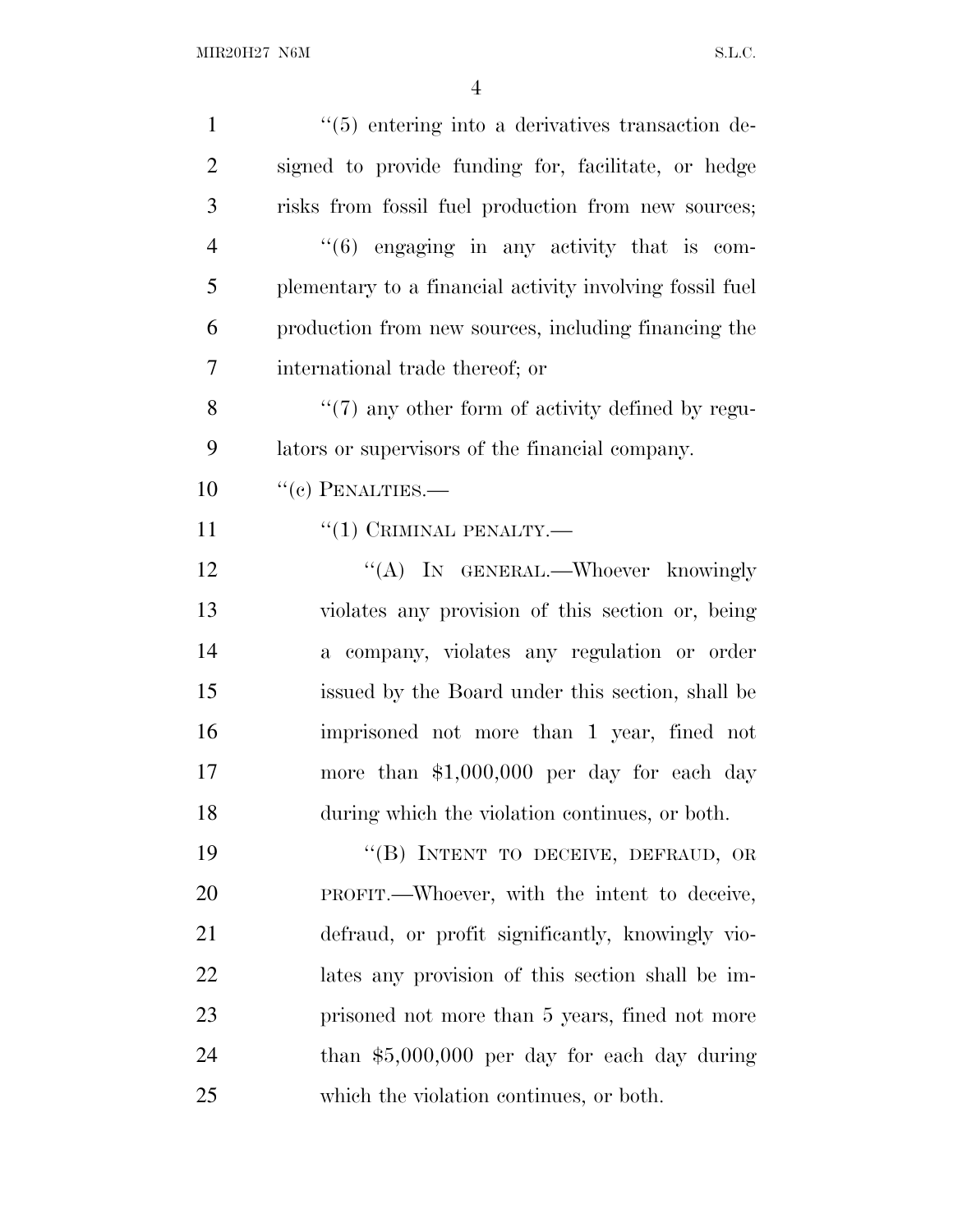"(5) entering into a derivatives transaction designed to provide funding for, facilitate, or hedge risks from fossil fuel production from new sources;

"(6) engaging in any activity that is complementary to a financial activity involving fossil fuel production from new sources, including financing the international trade thereof; or

"(7) any other form of activity defined by regulators or supervisors of the financial company.

"(c) PENALTIES.—

"(1) CRIMINAL PENALTY.—

"(A) IN GENERAL.—Whoever knowingly violates any provision of this section or, being a company, violates any regulation or order issued by the Board under this section, shall be imprisoned not more than 1 year, fined not more than $1,000,000 per day for each day during which the violation continues, or both.

"(B) INTENT TO DECEIVE, DEFRAUD, OR PROFIT.—Whoever, with the intent to deceive, defraud, or profit significantly, knowingly violates any provision of this section shall be imprisoned not more than 5 years, fined not more than $5,000,000 per day for each day during which the violation continues, or both.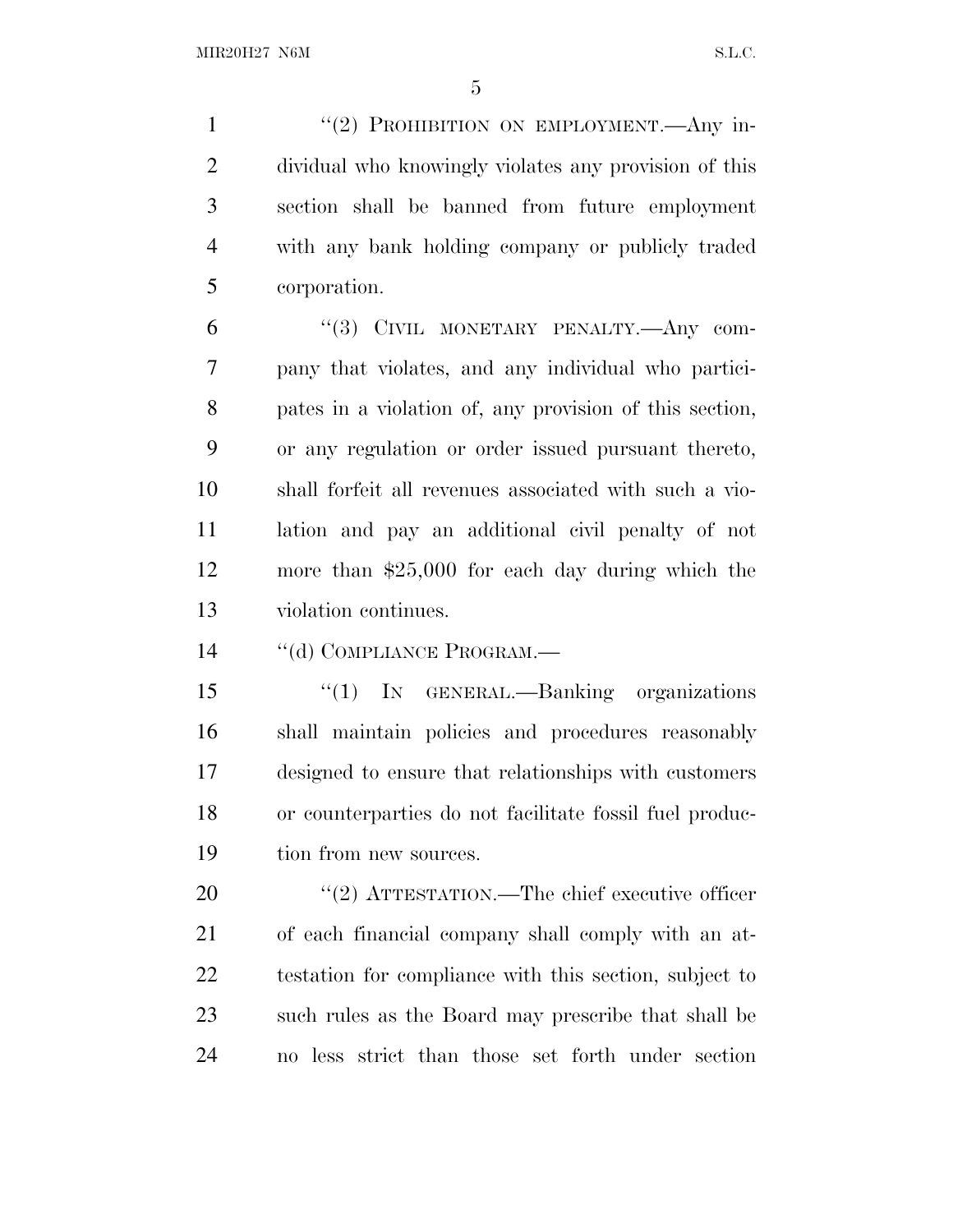''(2) PROHIBITION ON EMPLOYMENT.—Any individual who knowingly violates any provision of this section shall be banned from future employment with any bank holding company or publicly traded corporation.

''(3) CIVIL MONETARY PENALTY.—Any company that violates, and any individual who participates in a violation of, any provision of this section, or any regulation or order issued pursuant thereto, shall forfeit all revenues associated with such a violation and pay an additional civil penalty of not more than $25,000 for each day during which the violation continues.

''(d) COMPLIANCE PROGRAM.—

''(1) IN GENERAL.—Banking organizations shall maintain policies and procedures reasonably designed to ensure that relationships with customers or counterparties do not facilitate fossil fuel production from new sources.

''(2) ATTESTATION.—The chief executive officer of each financial company shall comply with an attestation for compliance with this section, subject to such rules as the Board may prescribe that shall be no less strict than those set forth under section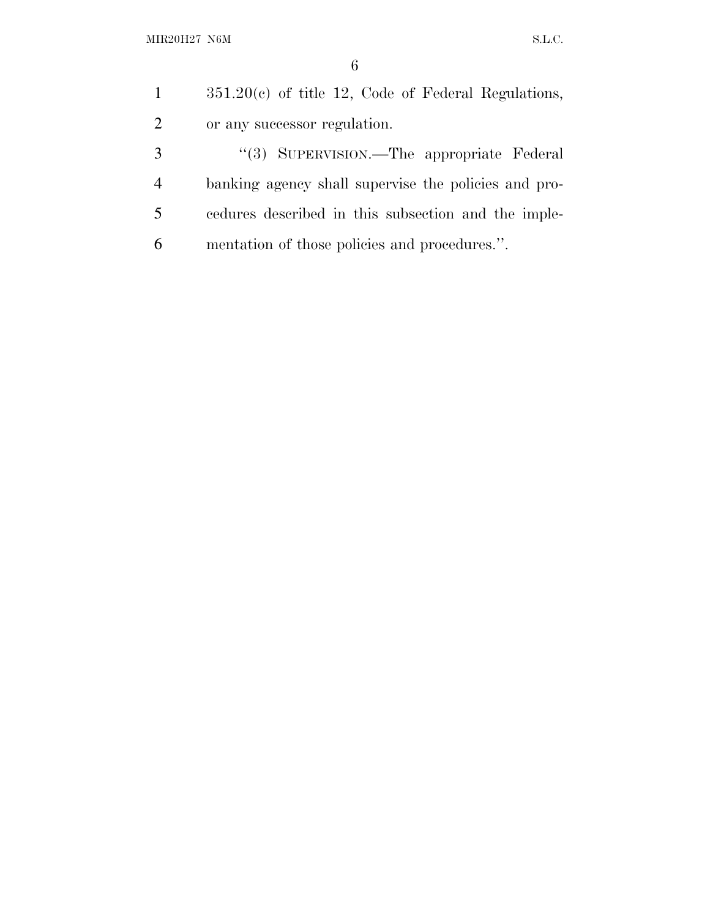351.20(c) of title 12, Code of Federal Regulations, or any successor regulation.

"(3) SUPERVISION.—The appropriate Federal banking agency shall supervise the policies and procedures described in this subsection and the implementation of those policies and procedures.".